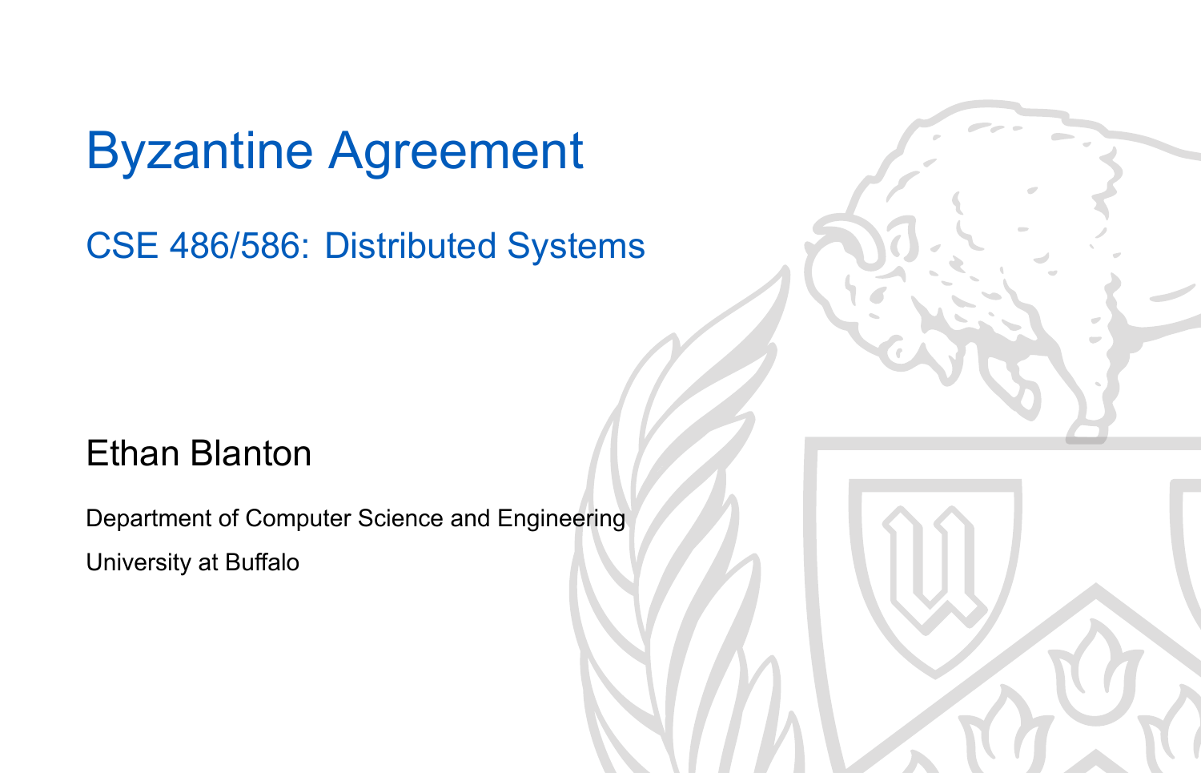# Byzantine Agreement

## CSE 486/586: Distributed Systems

Ethan Blanton

Department of Computer Science and Engineering

University at Buffalo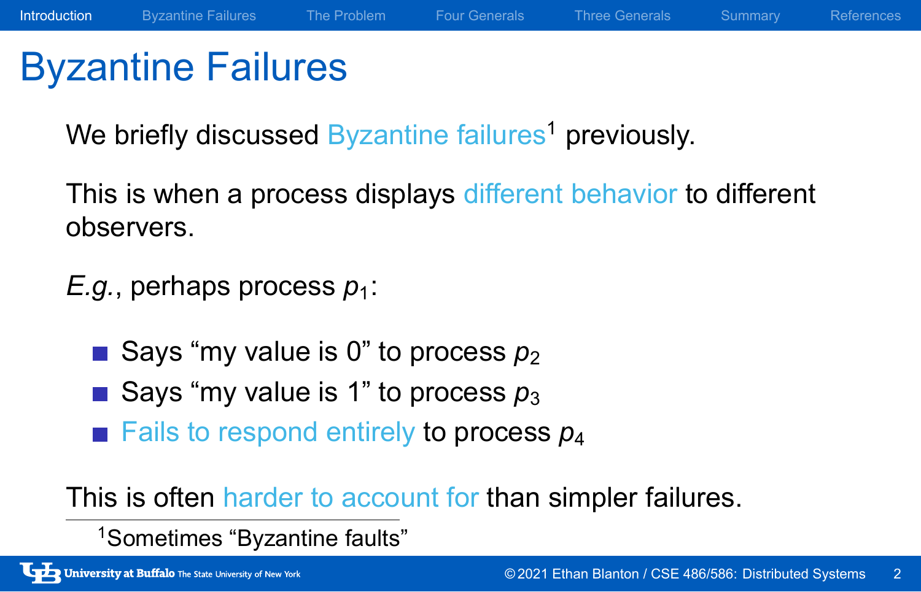# Byzantine Failures

We briefly discussed Byzantine failures[1] previously.

This is when a process displays different behavior to different observers.

*E.g.*, perhaps process $p_1$:

- Says "my value is 0" to process $p_2$
- Says "my value is 1" to process $p_3$
- Fails to respond entirely to process $p_4$

This is often harder to account for than simpler failures.

[1] Sometimes "Byzantine faults"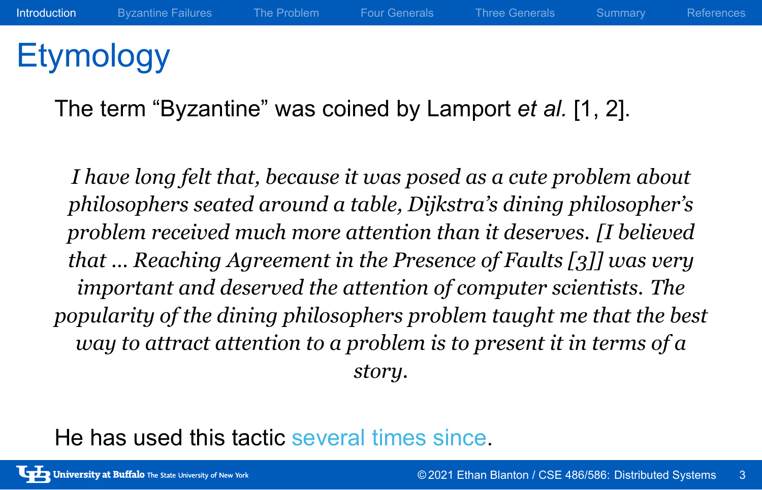# Etymology

The term “Byzantine” was coined by Lamport *et al.* [1, 2].

> *I have long felt that, because it was posed as a cute problem about philosophers seated around a table, Dijkstra’s dining philosopher’s problem received much more attention than it deserves. [I believed that … Reaching Agreement in the Presence of Faults [3]] was very important and deserved the attention of computer scientists. The popularity of the dining philosophers problem taught me that the best way to attract attention to a problem is to present it in terms of a story.*

He has used this tactic several times since.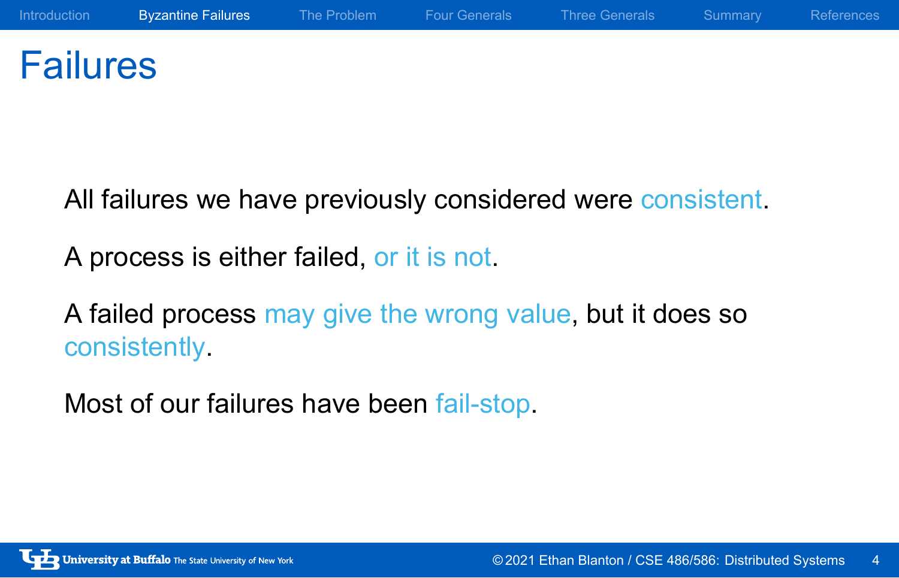# Failures

All failures we have previously considered were consistent.

A process is either failed, or it is not.

A failed process may give the wrong value, but it does so consistently.

Most of our failures have been fail-stop.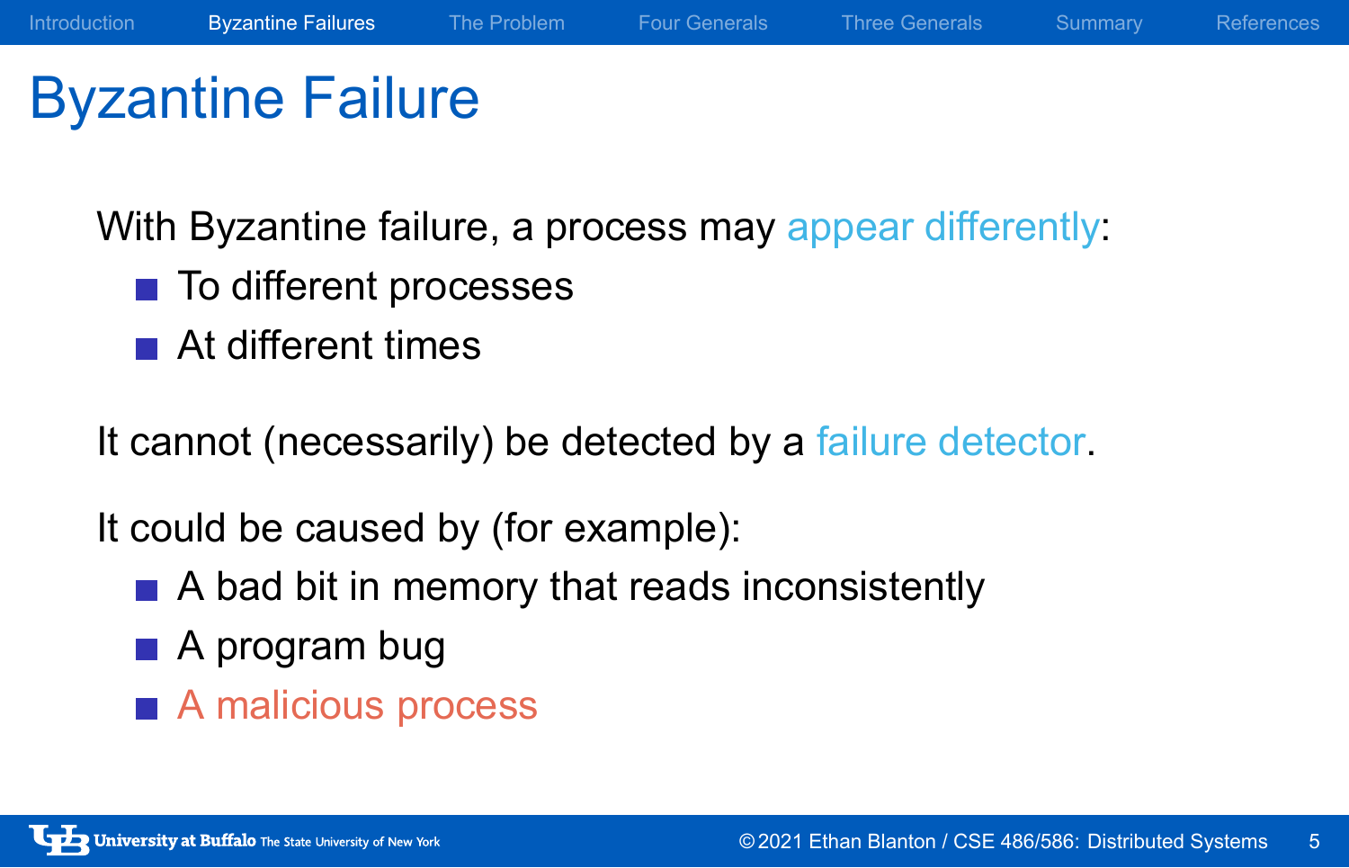# Byzantine Failure

With Byzantine failure, a process may appear differently:

- To different processes
- At different times

It cannot (necessarily) be detected by a failure detector.

It could be caused by (for example):

- A bad bit in memory that reads inconsistently
- A program bug
- A malicious process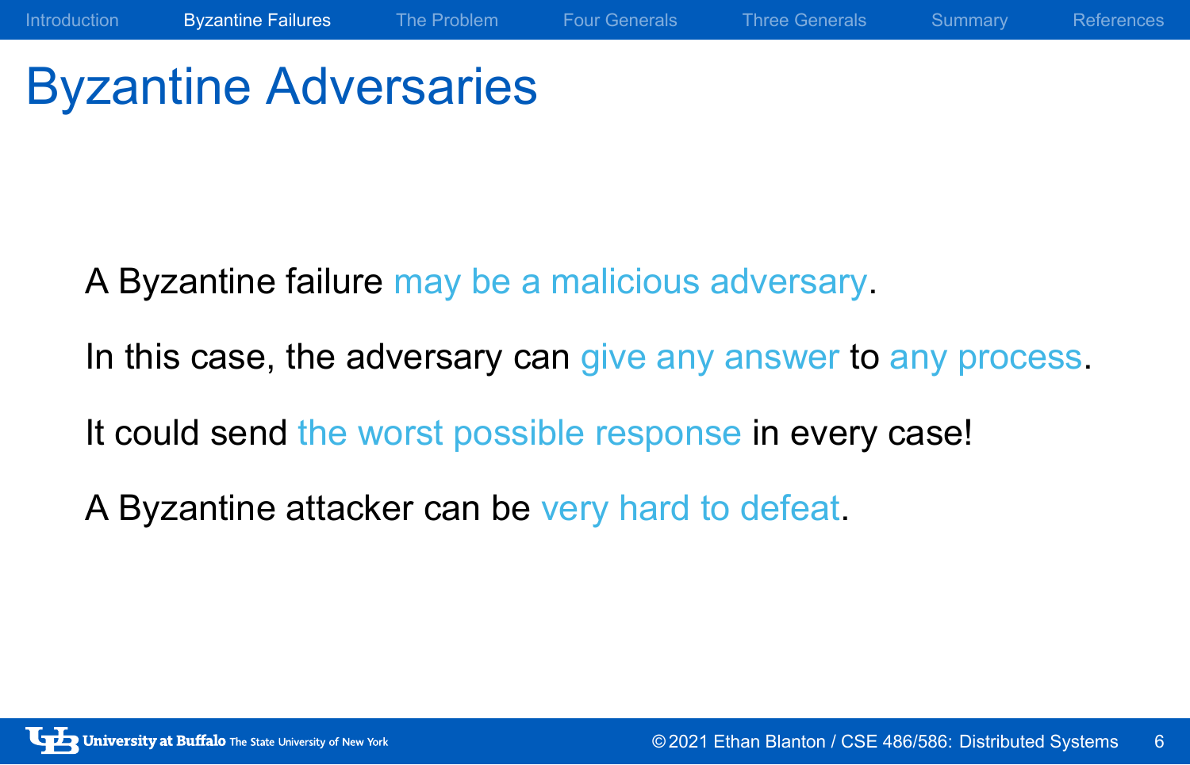# Byzantine Adversaries

A Byzantine failure may be a malicious adversary.

In this case, the adversary can give any answer to any process.

It could send the worst possible response in every case!

A Byzantine attacker can be very hard to defeat.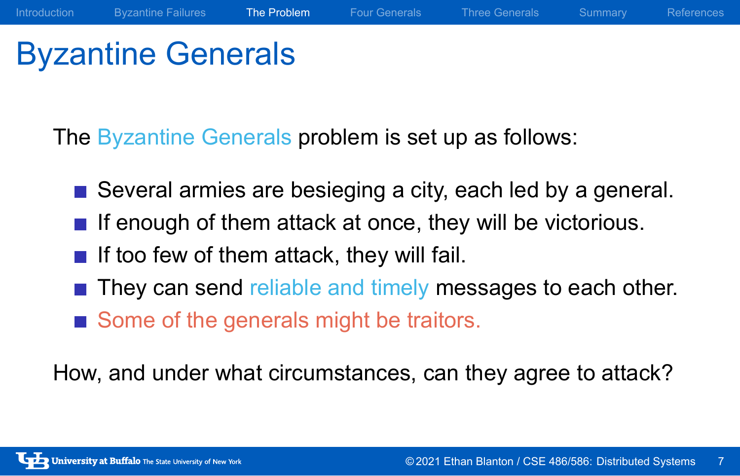# Byzantine Generals

The Byzantine Generals problem is set up as follows:

- Several armies are besieging a city, each led by a general.
- If enough of them attack at once, they will be victorious.
- If too few of them attack, they will fail.
- They can send reliable and timely messages to each other.
- Some of the generals might be traitors.

How, and under what circumstances, can they agree to attack?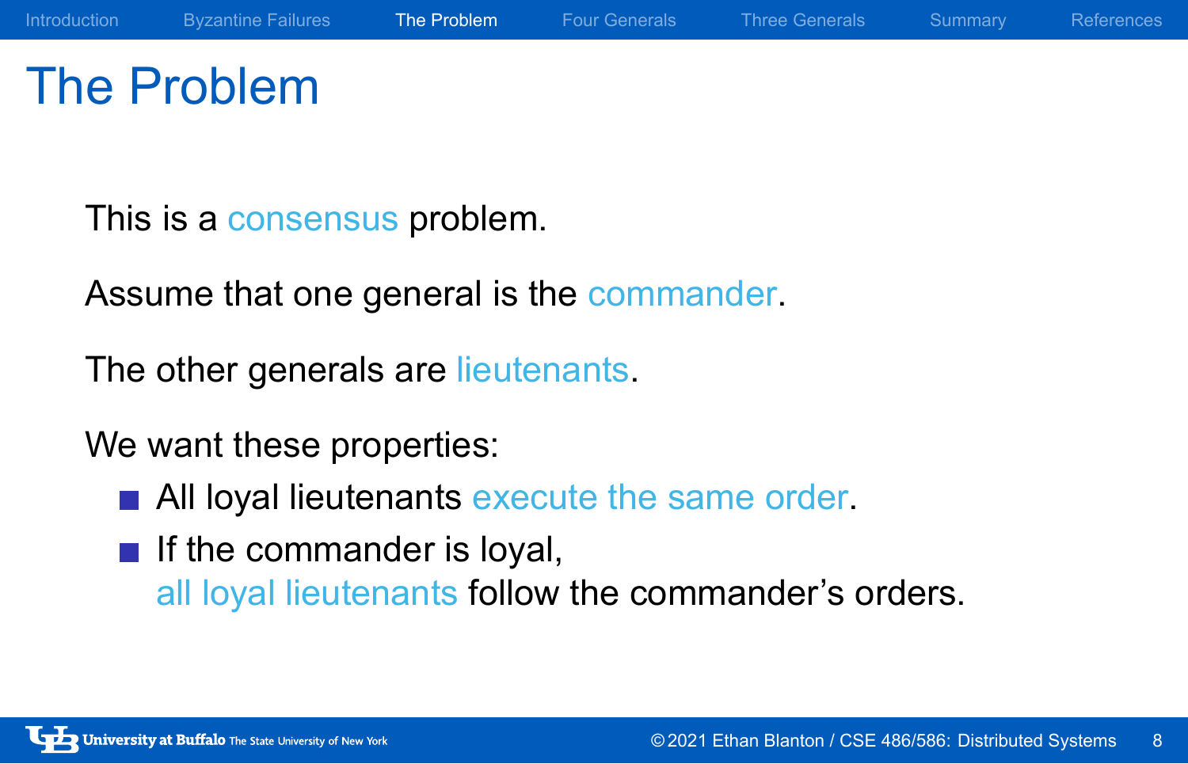# The Problem

This is a consensus problem.

Assume that one general is the commander.

The other generals are lieutenants.

We want these properties:

- All loyal lieutenants execute the same order.
- If the commander is loyal, all loyal lieutenants follow the commander's orders.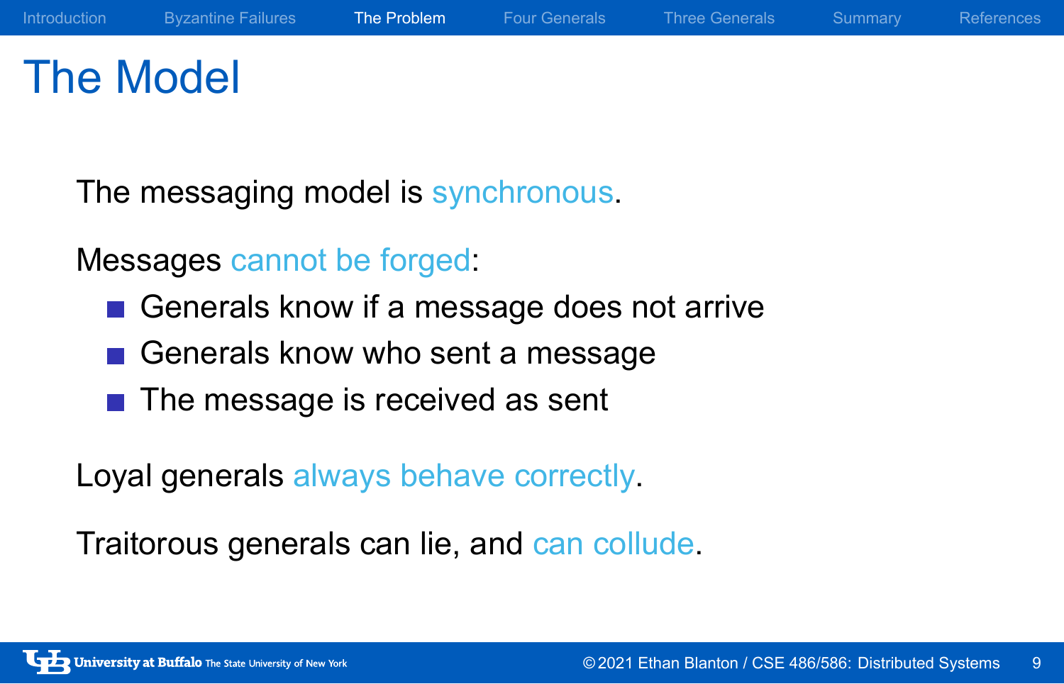# The Model

The messaging model is synchronous.

Messages cannot be forged:

- Generals know if a message does not arrive
- Generals know who sent a message
- The message is received as sent

Loyal generals always behave correctly.

Traitorous generals can lie, and can collude.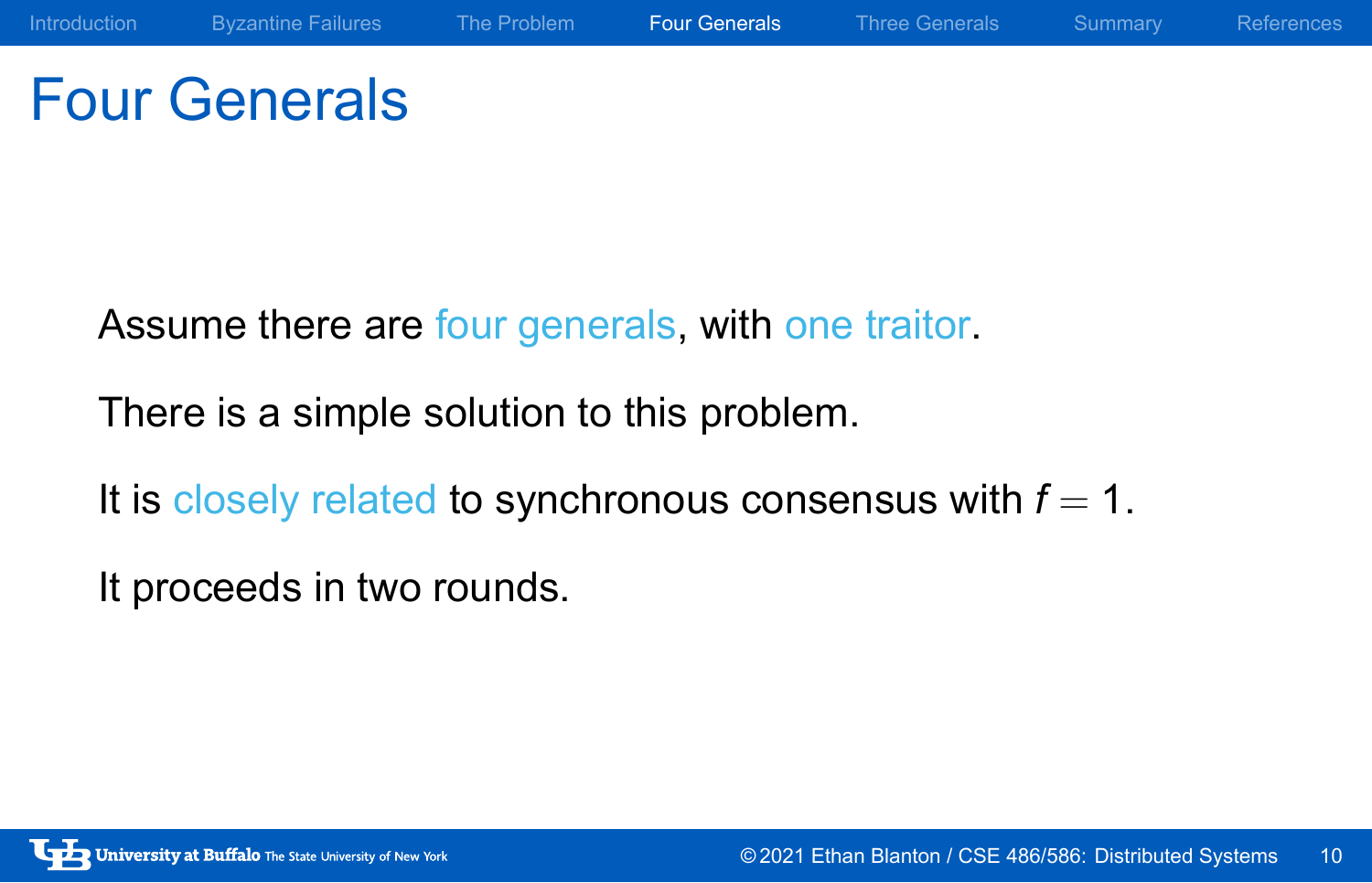# Four Generals

Assume there are four generals, with one traitor.

There is a simple solution to this problem.

It is closely related to synchronous consensus with $f = 1$.

It proceeds in two rounds.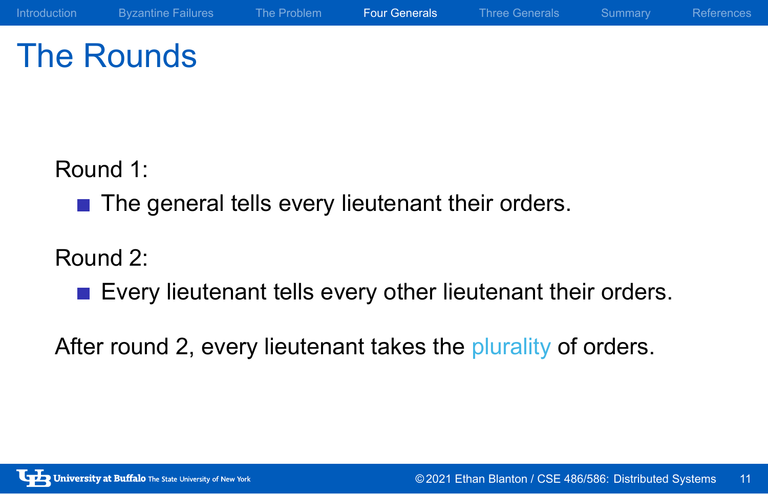# The Rounds

Round 1:

- The general tells every lieutenant their orders.

Round 2:

- Every lieutenant tells every other lieutenant their orders.

After round 2, every lieutenant takes the plurality of orders.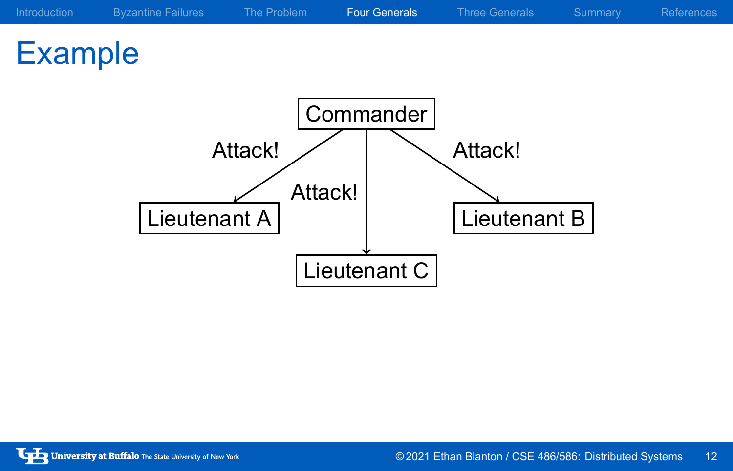# Example

Commander

Attack!

Attack!

Attack!

Lieutenant A

Lieutenant B

Lieutenant C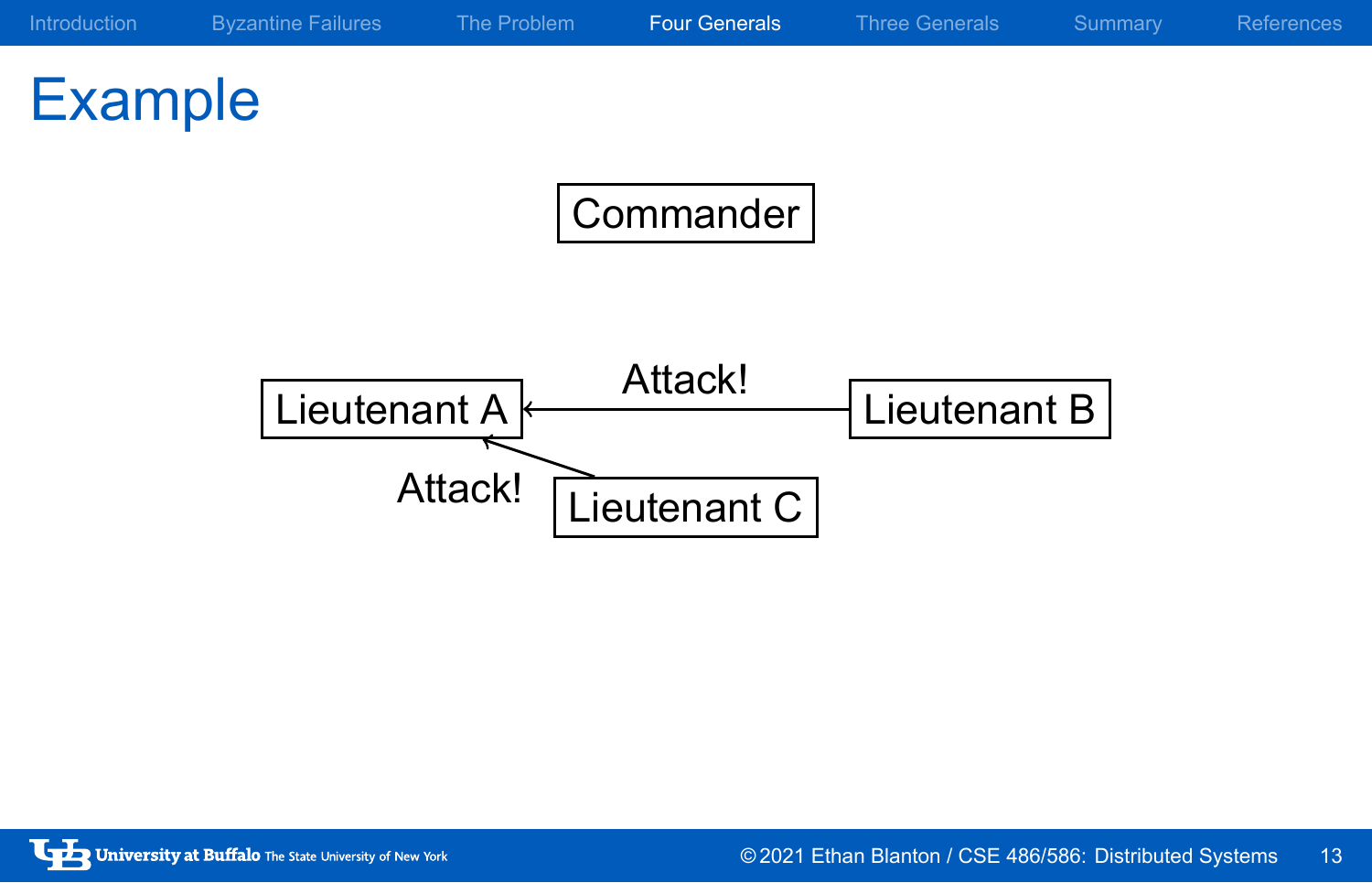# Example

Commander

Lieutenant A ← Attack! — Lieutenant B

Lieutenant A ← Attack! — Lieutenant C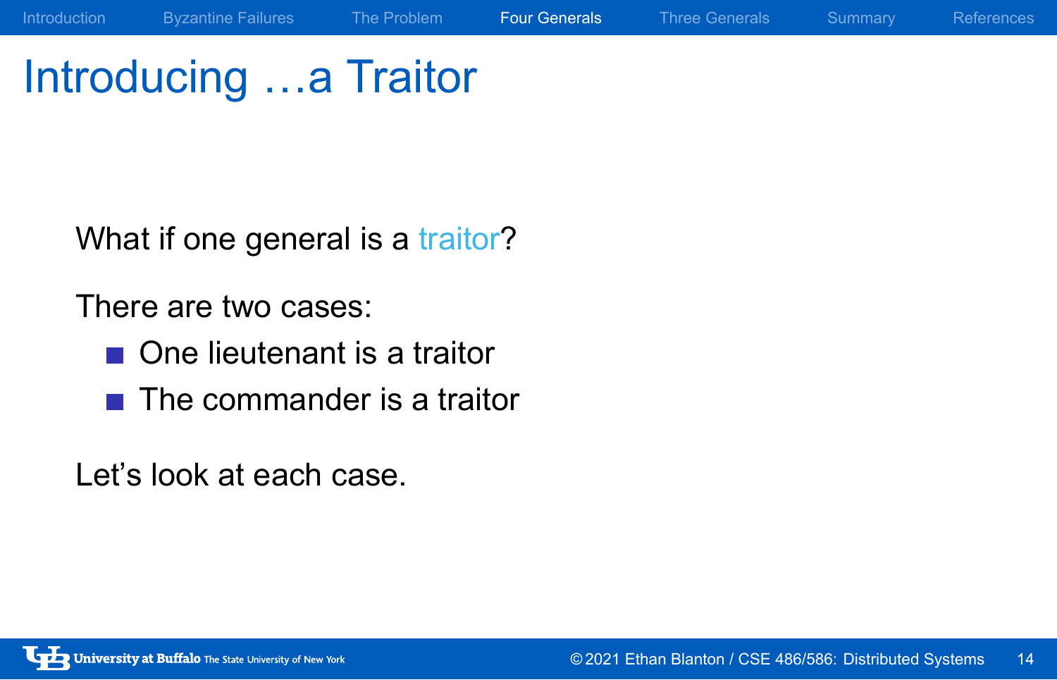# Introducing …a Traitor

What if one general is a traitor?

There are two cases:

- One lieutenant is a traitor
- The commander is a traitor

Let's look at each case.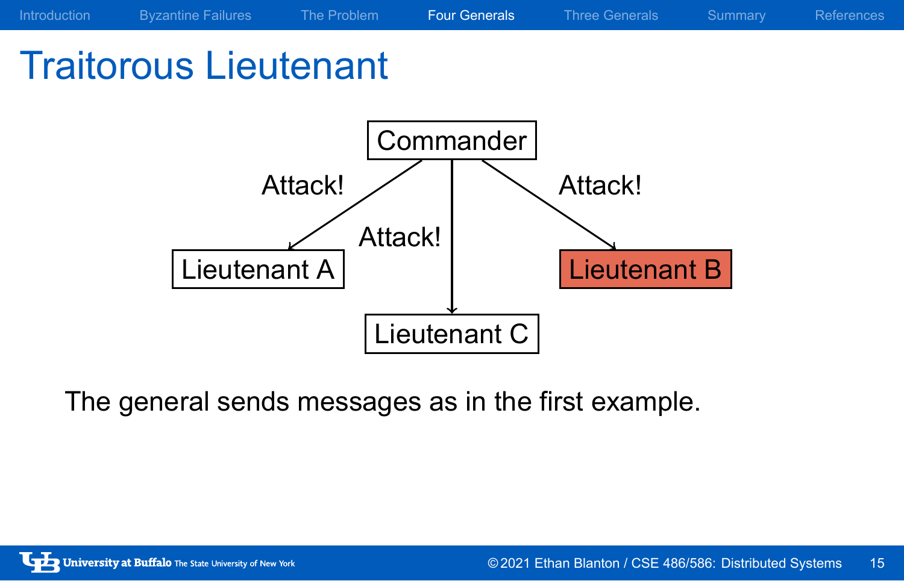# Traitorous Lieutenant

Commander

Attack! → Lieutenant A

Attack! → Lieutenant C

Attack! → Lieutenant B

The general sends messages as in the first example.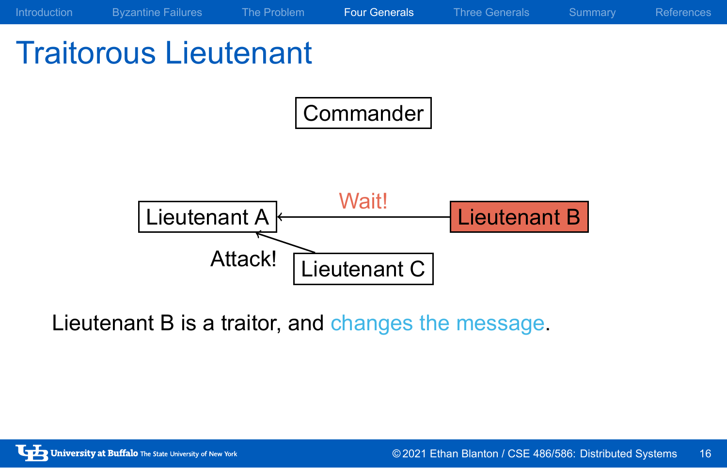# Traitorous Lieutenant

Commander

Lieutenant A

Lieutenant B

Lieutenant C

Wait!

Attack!

Lieutenant B is a traitor, and changes the message.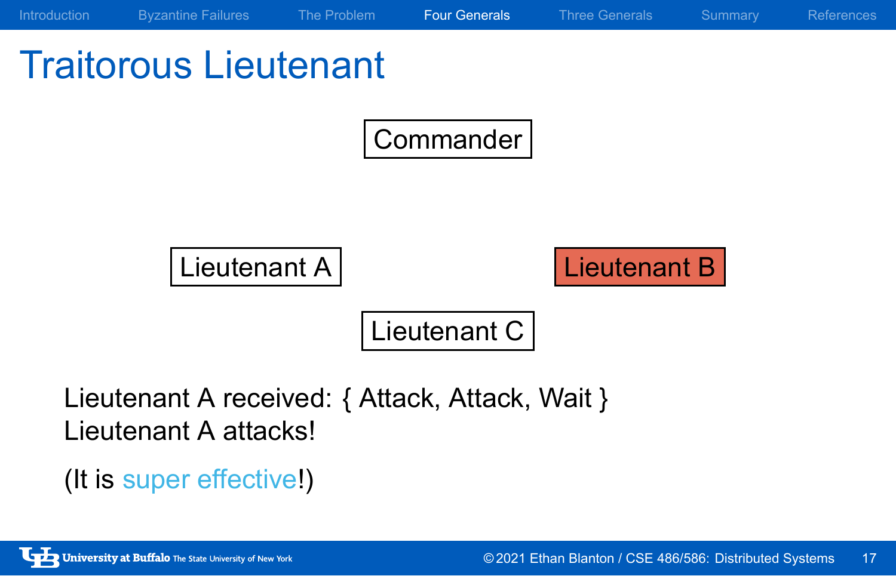# Traitorous Lieutenant

Commander

Lieutenant A

Lieutenant B

Lieutenant C

Lieutenant A received: { Attack, Attack, Wait }

Lieutenant A attacks!

(It is super effective!)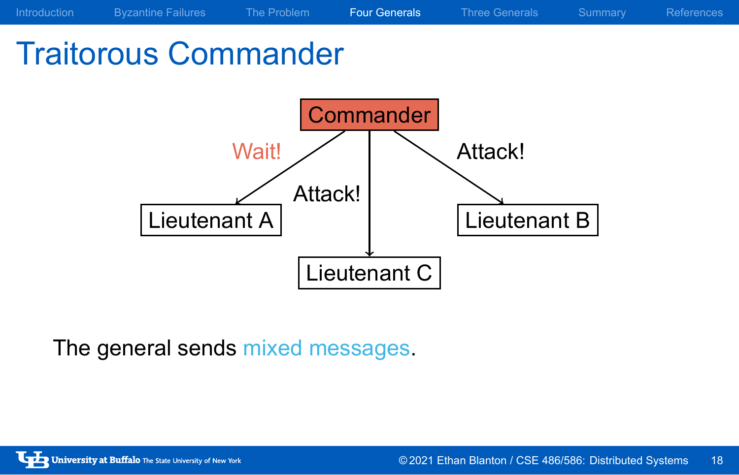# Traitorous Commander

Commander

Wait! → Lieutenant A

Attack! → Lieutenant C

Attack! → Lieutenant B

The general sends mixed messages.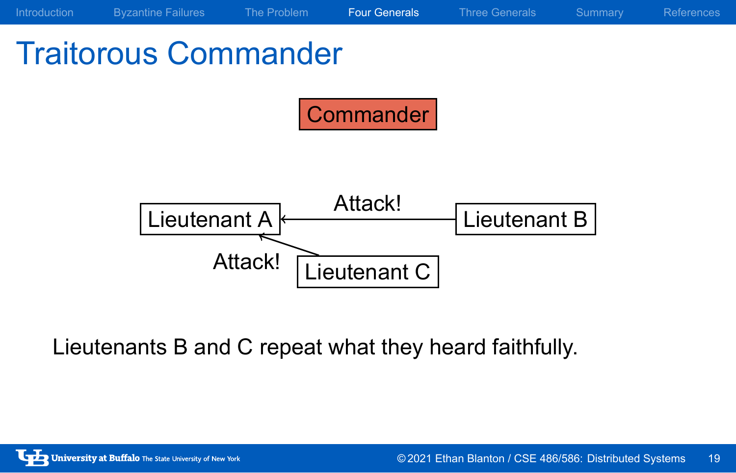# Traitorous Commander

Commander

Lieutenant A ← Attack! — Lieutenant B

Lieutenant A ← Attack! — Lieutenant C

Lieutenants B and C repeat what they heard faithfully.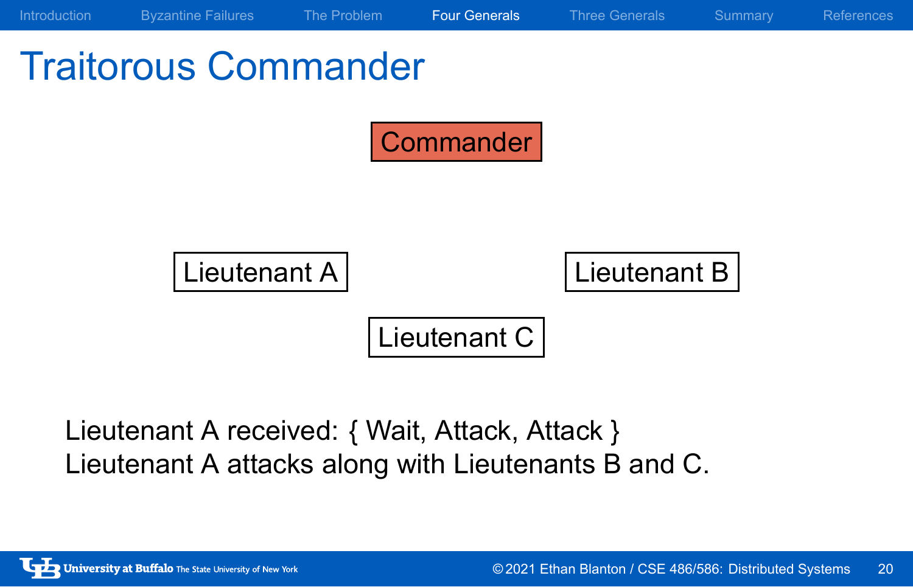# Traitorous Commander

Commander

Lieutenant A

Lieutenant B

Lieutenant C

Lieutenant A received: { Wait, Attack, Attack }
Lieutenant A attacks along with Lieutenants B and C.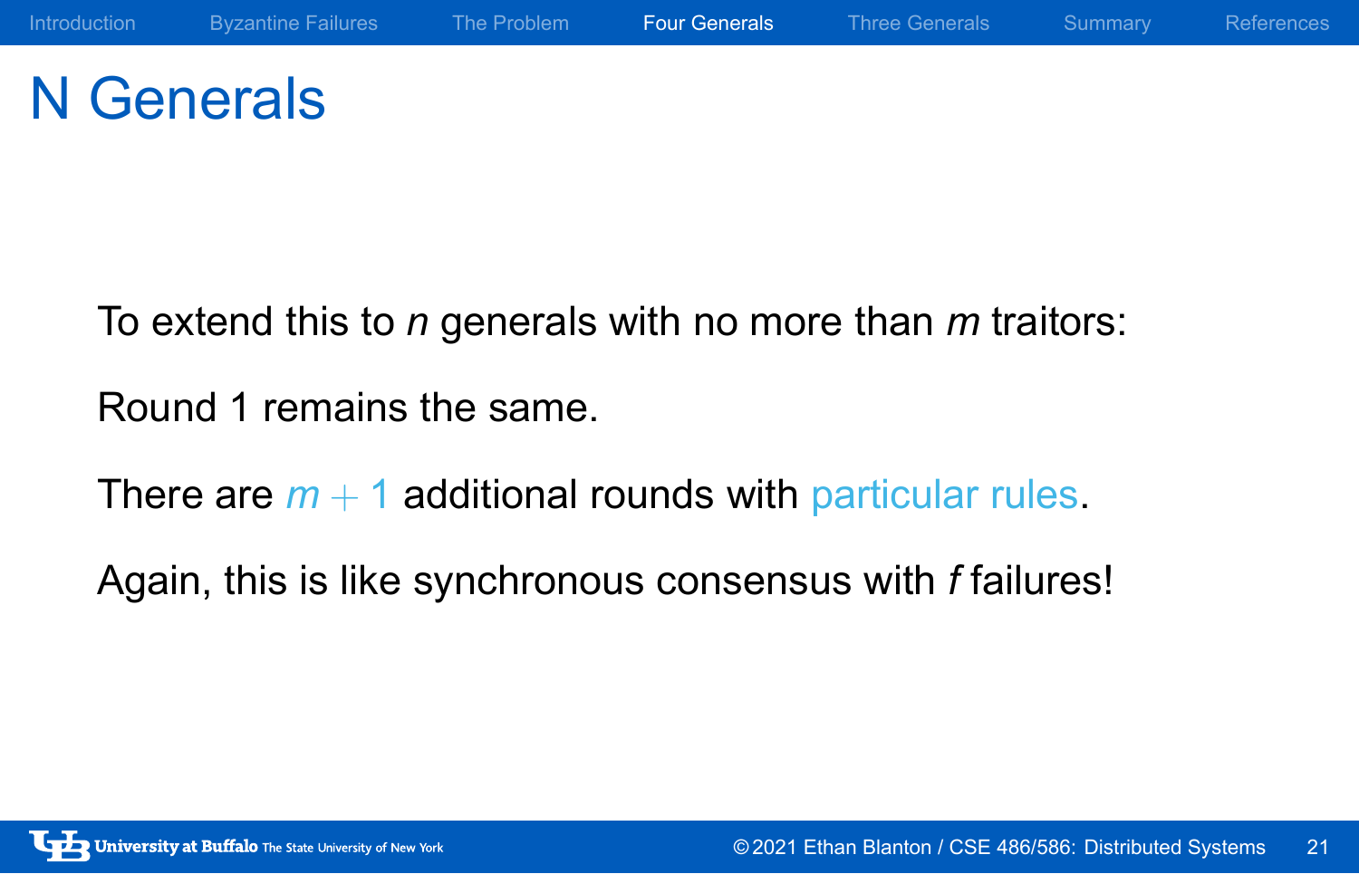# N Generals

To extend this to $n$ generals with no more than $m$ traitors:

Round 1 remains the same.

There are $m + 1$ additional rounds with particular rules.

Again, this is like synchronous consensus with $f$ failures!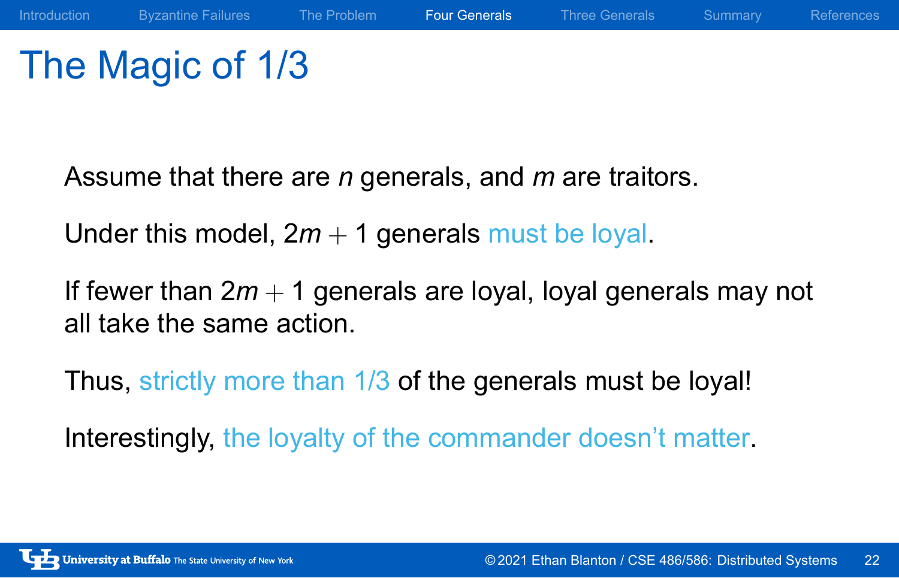# The Magic of 1/3

Assume that there are $n$ generals, and $m$ are traitors.

Under this model, $2m + 1$ generals must be loyal.

If fewer than $2m + 1$ generals are loyal, loyal generals may not all take the same action.

Thus, strictly more than 1/3 of the generals must be loyal!

Interestingly, the loyalty of the commander doesn't matter.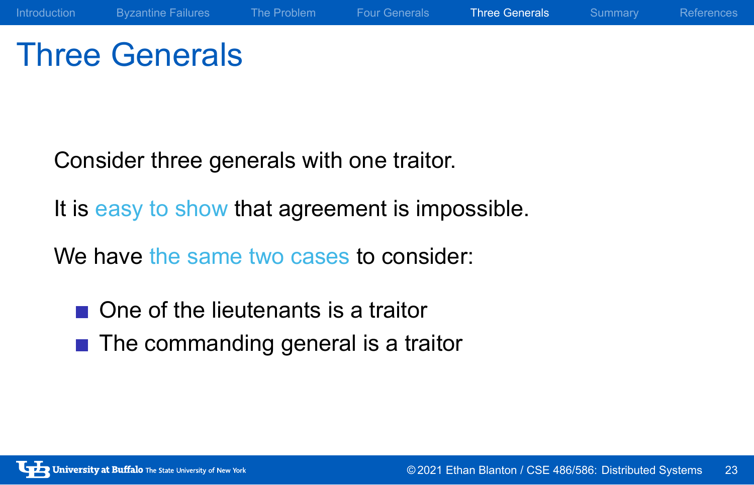# Three Generals

Consider three generals with one traitor.

It is easy to show that agreement is impossible.

We have the same two cases to consider:

- One of the lieutenants is a traitor
- The commanding general is a traitor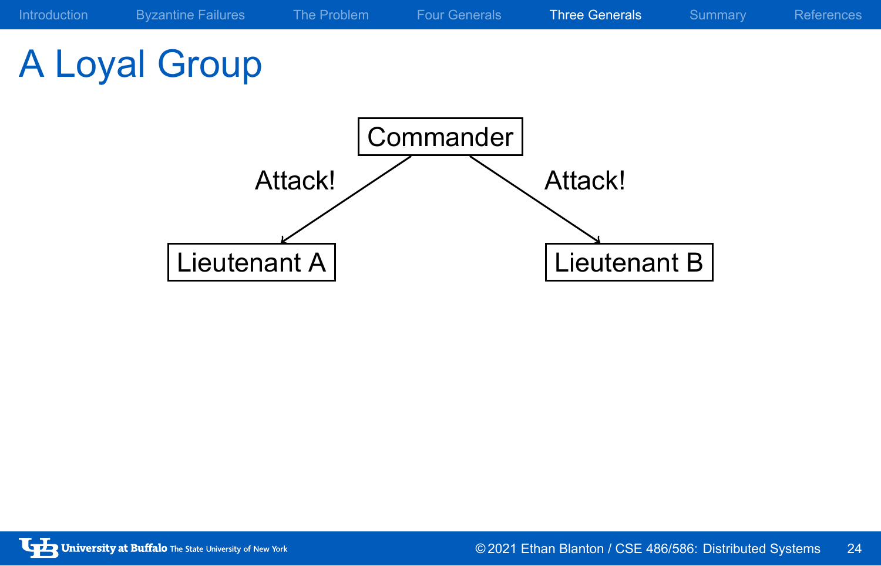# A Loyal Group

Commander

Attack!

Attack!

Lieutenant A

Lieutenant B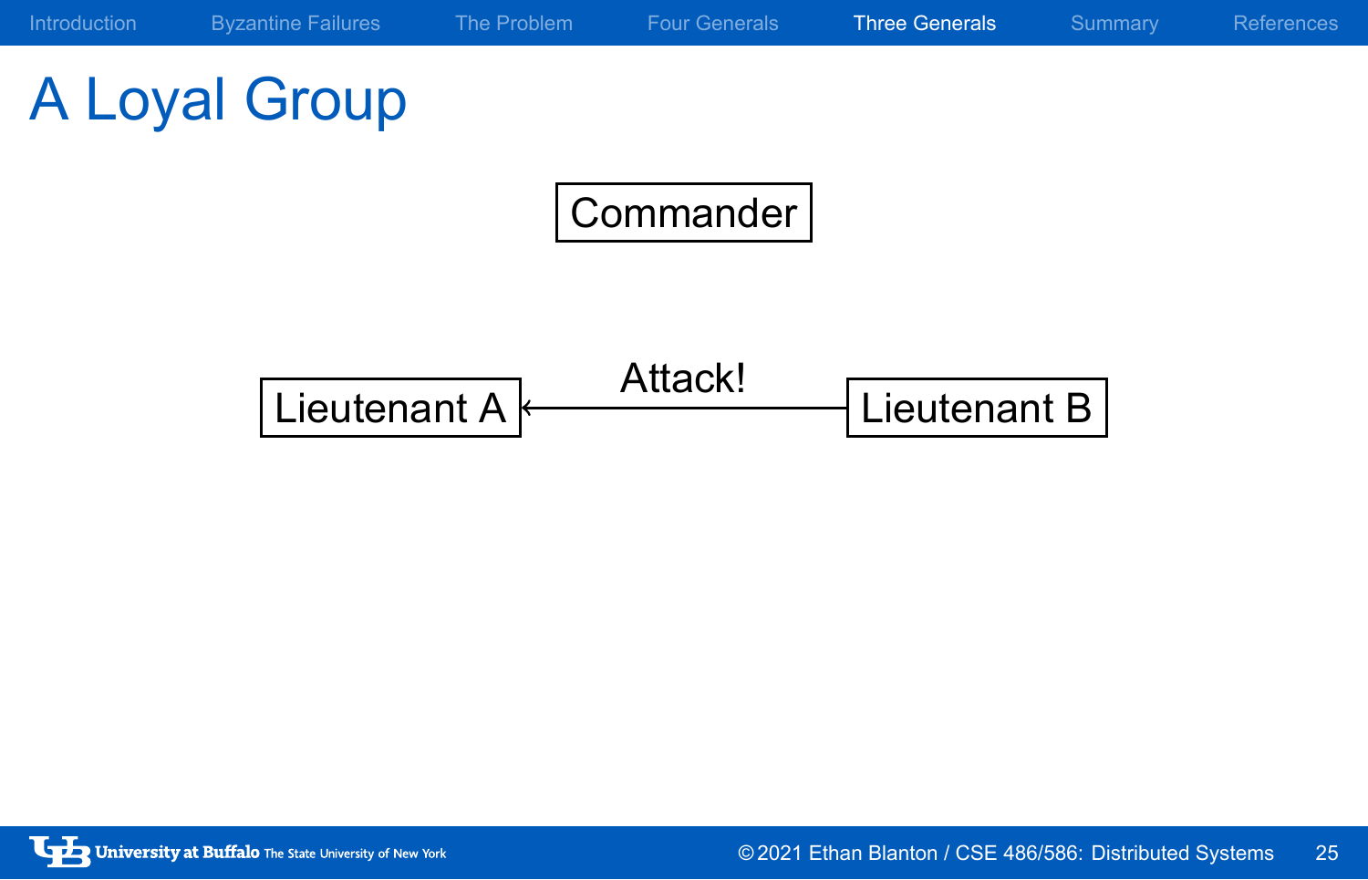# A Loyal Group

Commander

Lieutenant A ← Attack! — Lieutenant B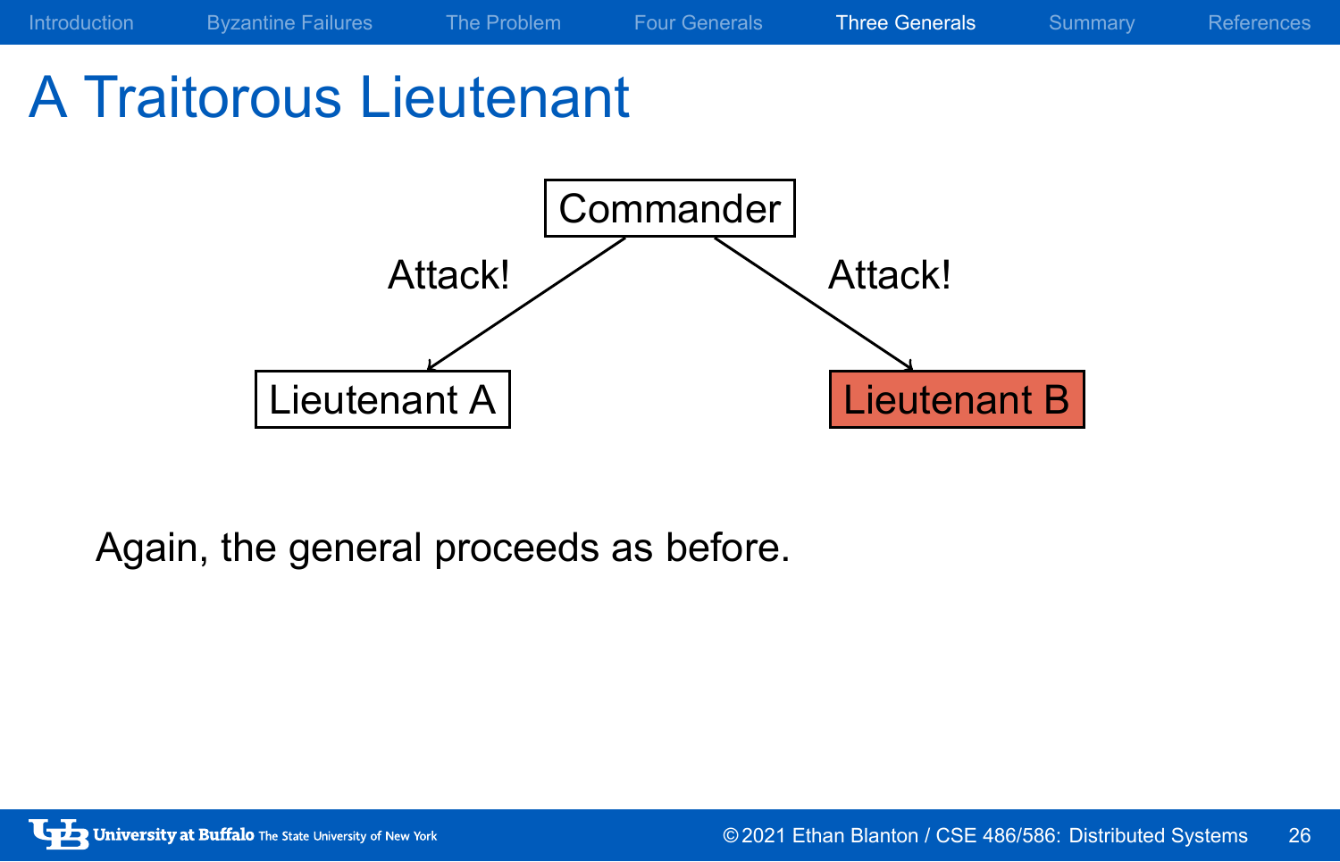# A Traitorous Lieutenant

Commander

Attack!

Attack!

Lieutenant A

Lieutenant B

Again, the general proceeds as before.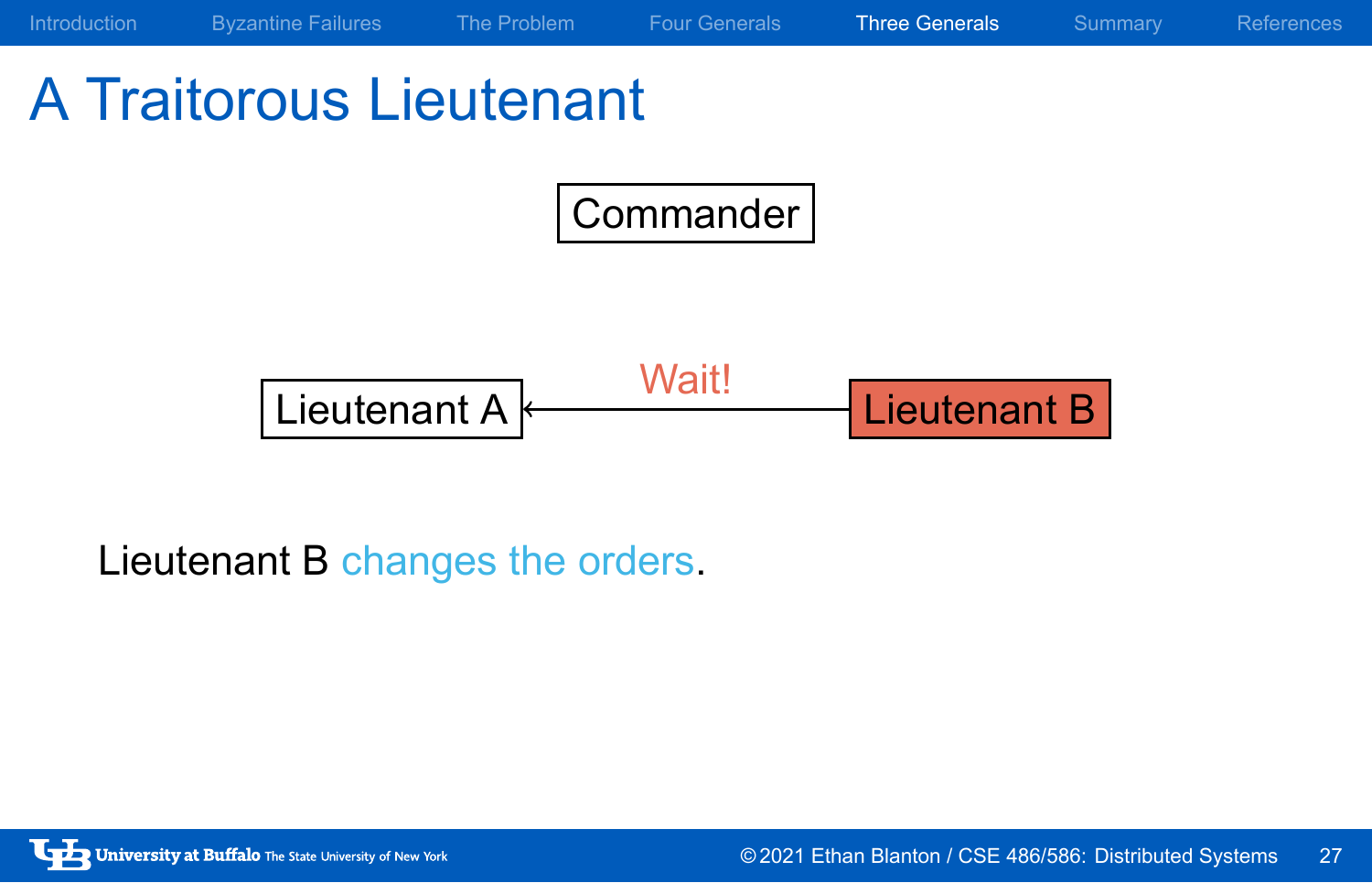# A Traitorous Lieutenant

Commander

Lieutenant A ← Wait! — Lieutenant B

Lieutenant B changes the orders.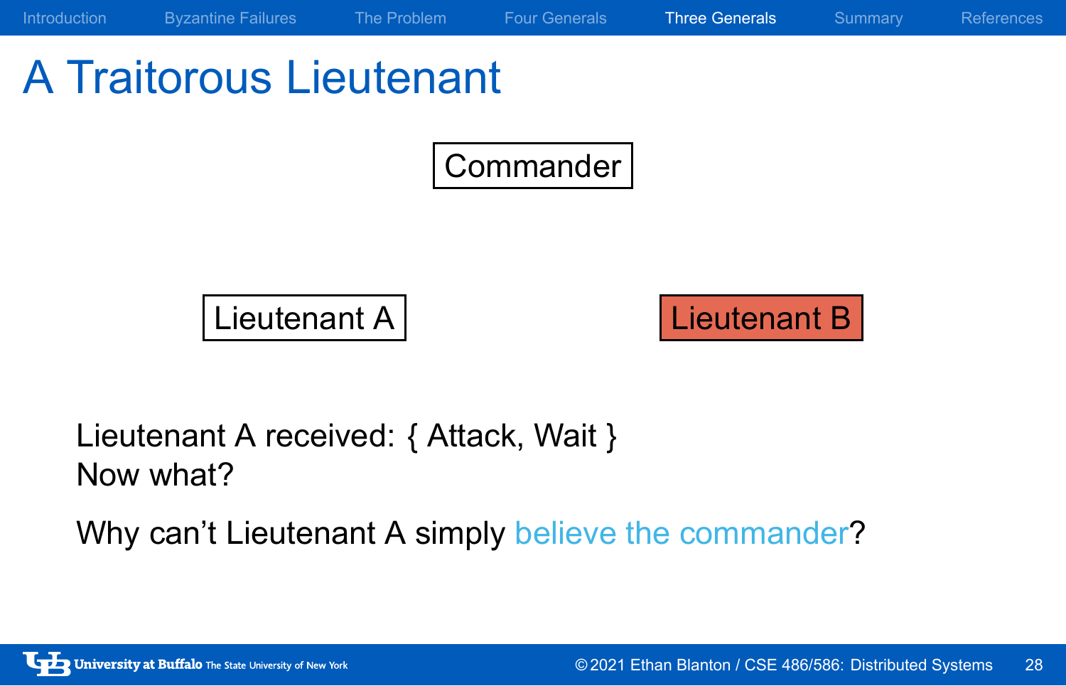# A Traitorous Lieutenant

Commander

Lieutenant A

Lieutenant B

Lieutenant A received: { Attack, Wait }
Now what?

Why can’t Lieutenant A simply believe the commander?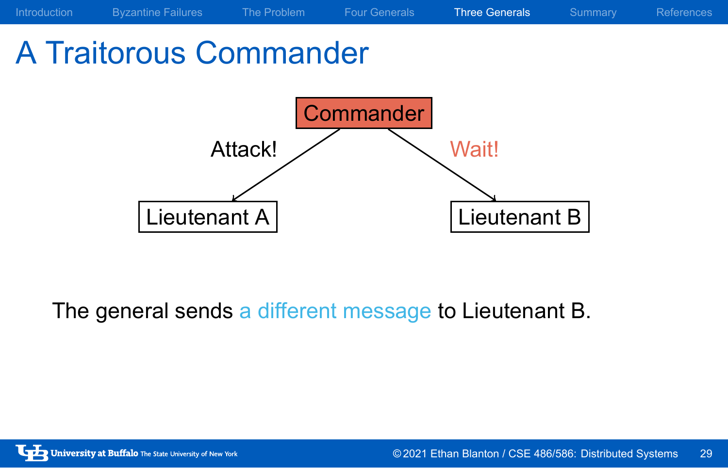# A Traitorous Commander

Commander

Attack! → Lieutenant A

Wait! → Lieutenant B

The general sends a different message to Lieutenant B.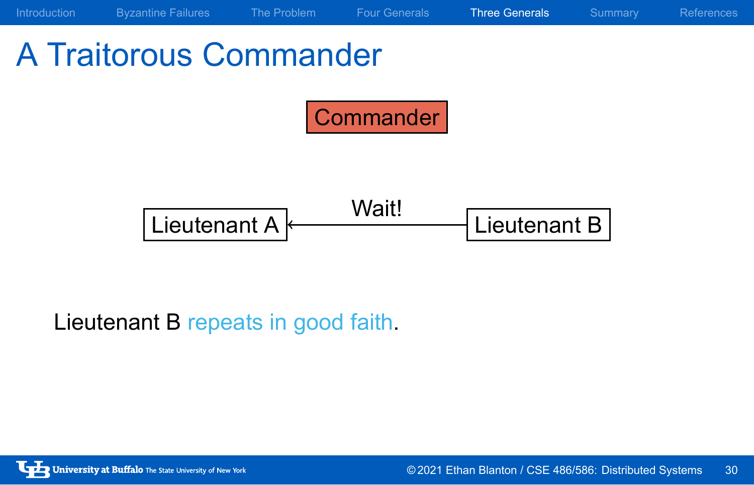# A Traitorous Commander

Commander

Lieutenant A ← Wait! — Lieutenant B

Lieutenant B repeats in good faith.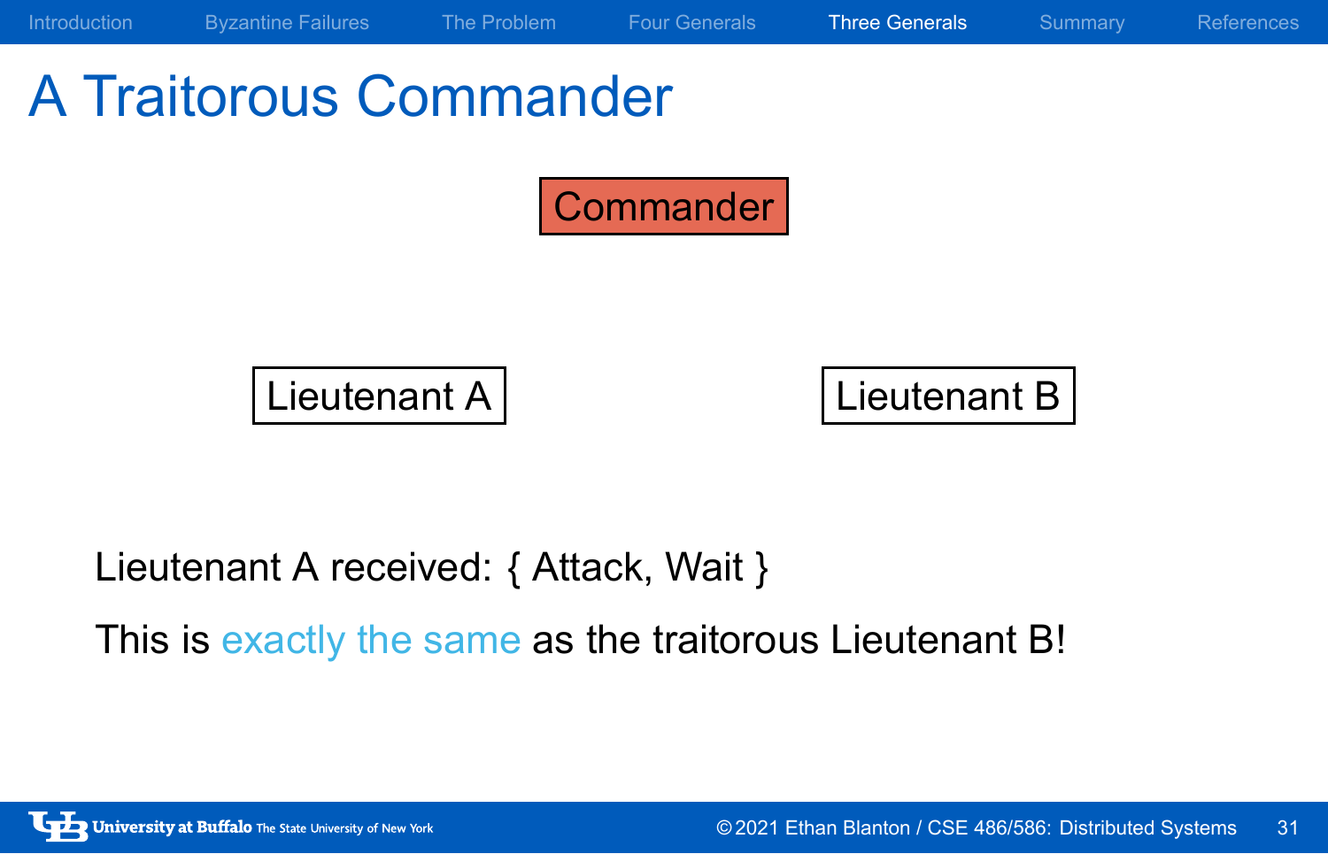# A Traitorous Commander

Commander

Lieutenant A

Lieutenant B

Lieutenant A received: { Attack, Wait }

This is exactly the same as the traitorous Lieutenant B!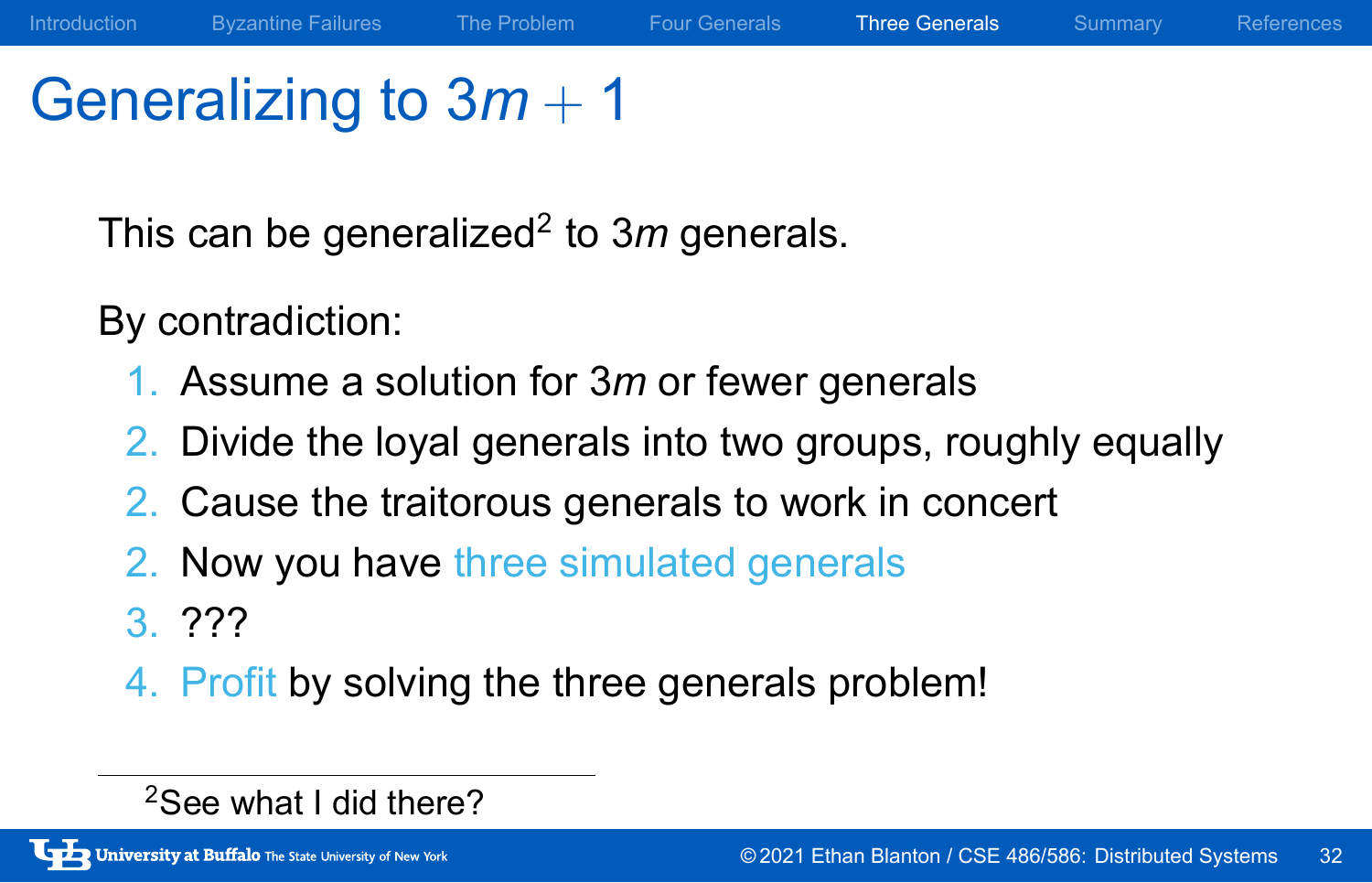# Generalizing to $3m + 1$

This can be generalized[2] to $3m$ generals.

By contradiction:

1. Assume a solution for $3m$ or fewer generals
2. Divide the loyal generals into two groups, roughly equally
2. Cause the traitorous generals to work in concert
2. Now you have three simulated generals
3. ???
4. Profit by solving the three generals problem!

[2] See what I did there?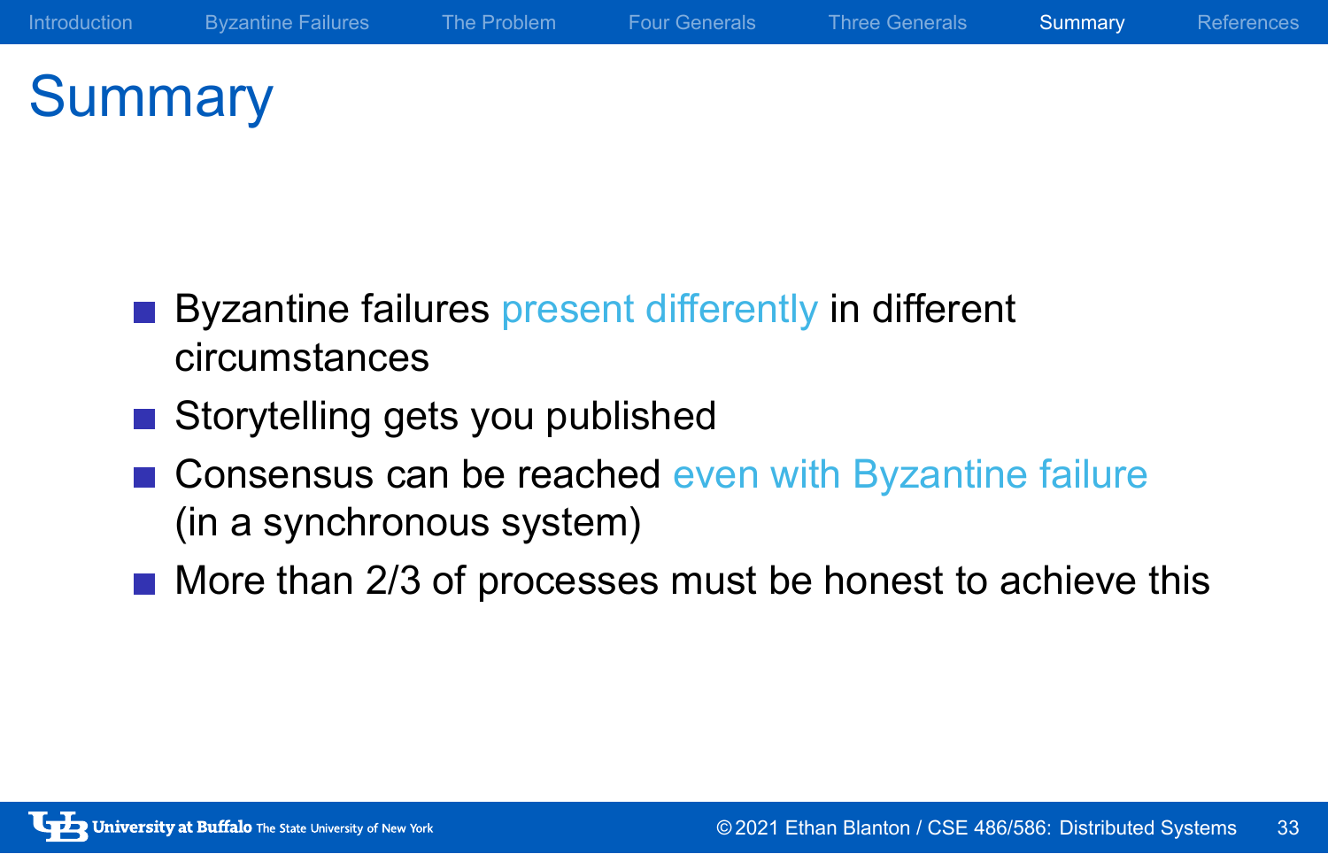# Summary

- Byzantine failures present differently in different circumstances
- Storytelling gets you published
- Consensus can be reached even with Byzantine failure (in a synchronous system)
- More than 2/3 of processes must be honest to achieve this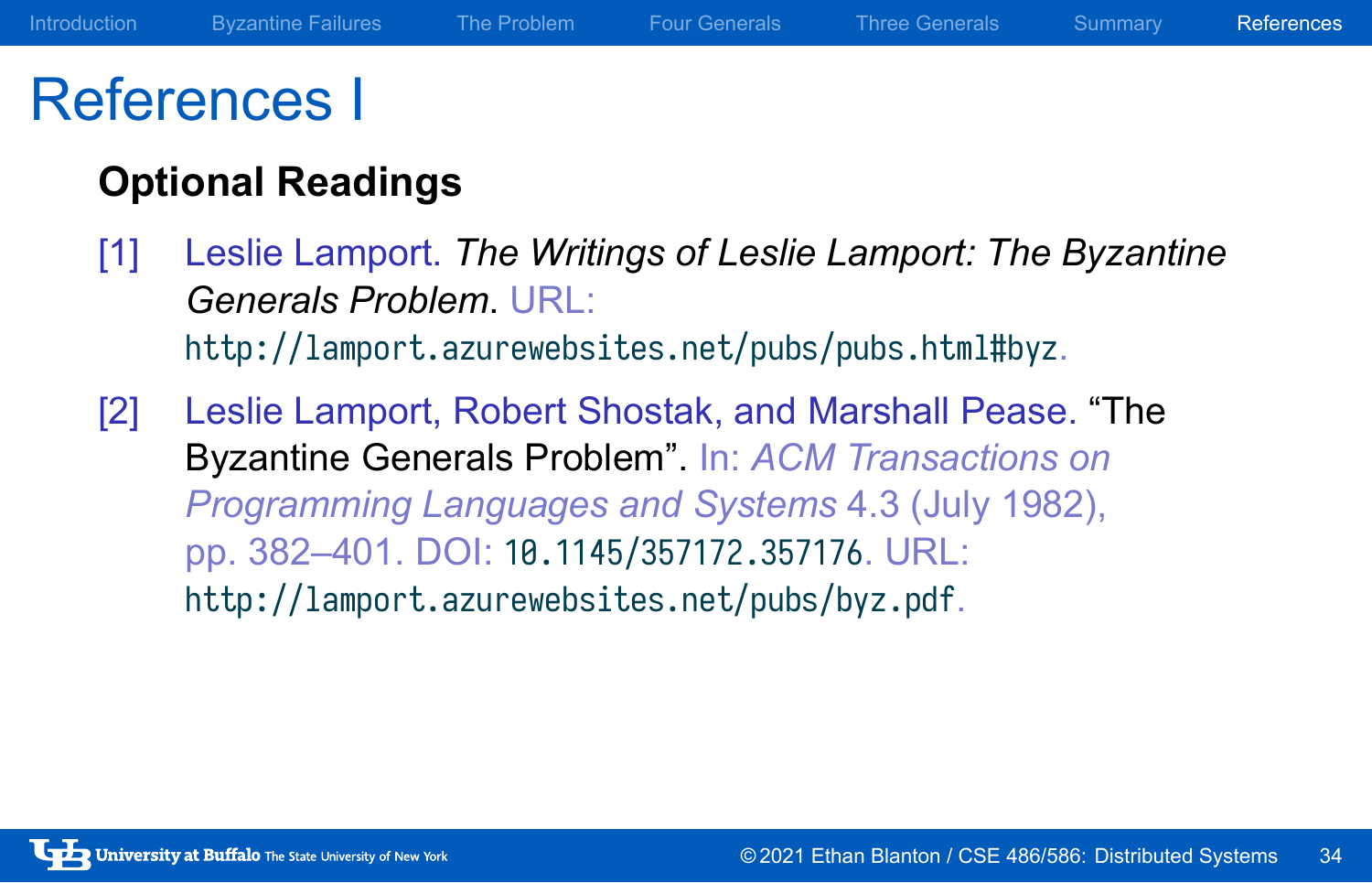# References I

## Optional Readings

[1] Leslie Lamport. *The Writings of Leslie Lamport: The Byzantine Generals Problem*. URL: http://lamport.azurewebsites.net/pubs/pubs.html#byz.

[2] Leslie Lamport, Robert Shostak, and Marshall Pease. "The Byzantine Generals Problem". In: *ACM Transactions on Programming Languages and Systems* 4.3 (July 1982), pp. 382–401. DOI: 10.1145/357172.357176. URL: http://lamport.azurewebsites.net/pubs/byz.pdf.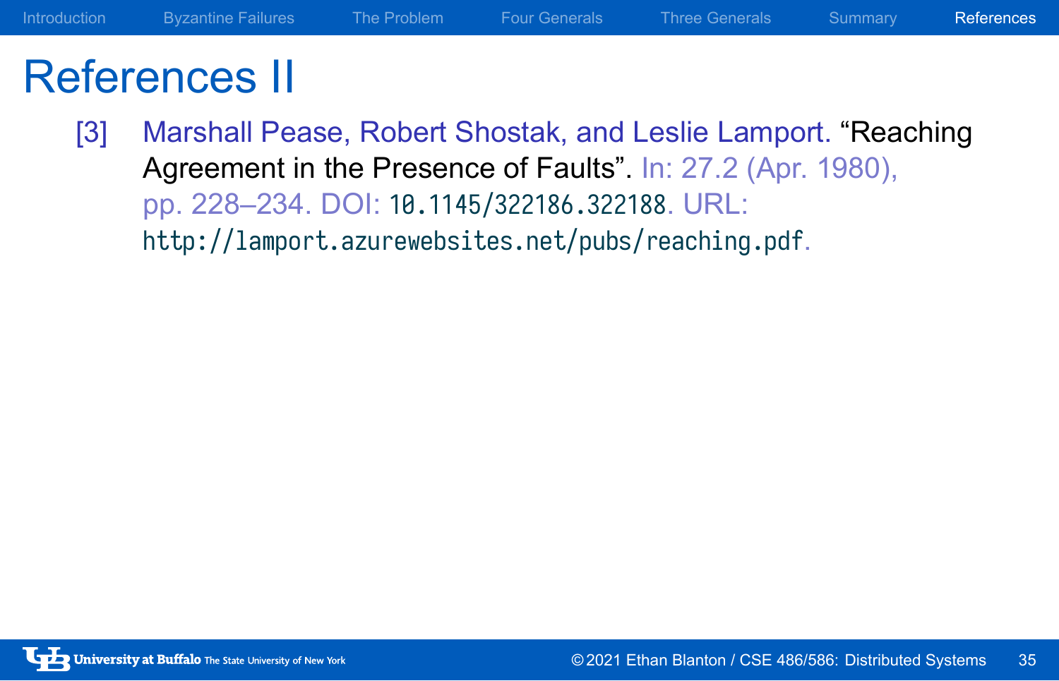# References II

[3] Marshall Pease, Robert Shostak, and Leslie Lamport. "Reaching Agreement in the Presence of Faults". In: 27.2 (Apr. 1980), pp. 228–234. DOI: 10.1145/322186.322188. URL: http://lamport.azurewebsites.net/pubs/reaching.pdf.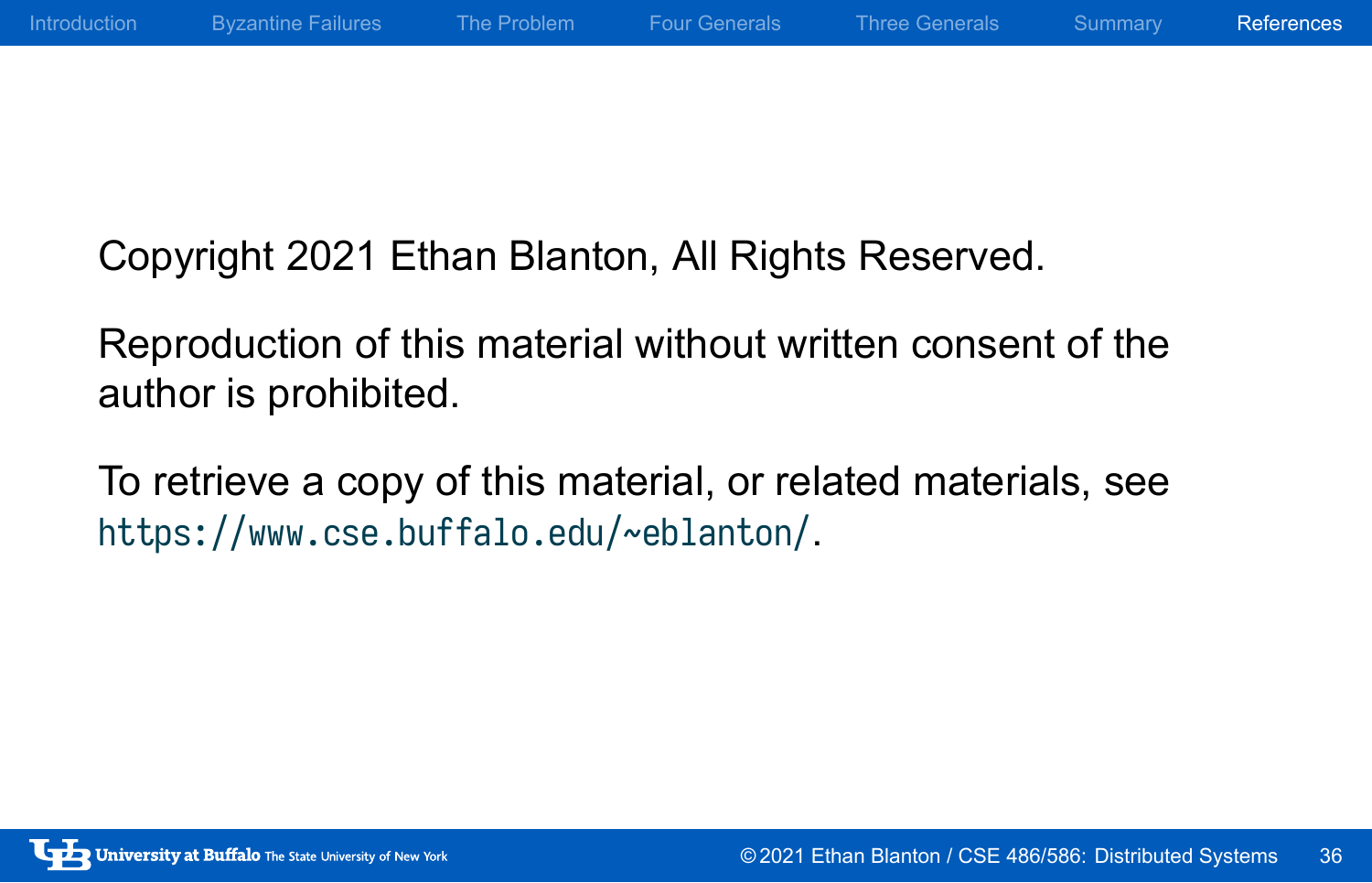Copyright 2021 Ethan Blanton, All Rights Reserved.

Reproduction of this material without written consent of the author is prohibited.

To retrieve a copy of this material, or related materials, see https://www.cse.buffalo.edu/~eblanton/.